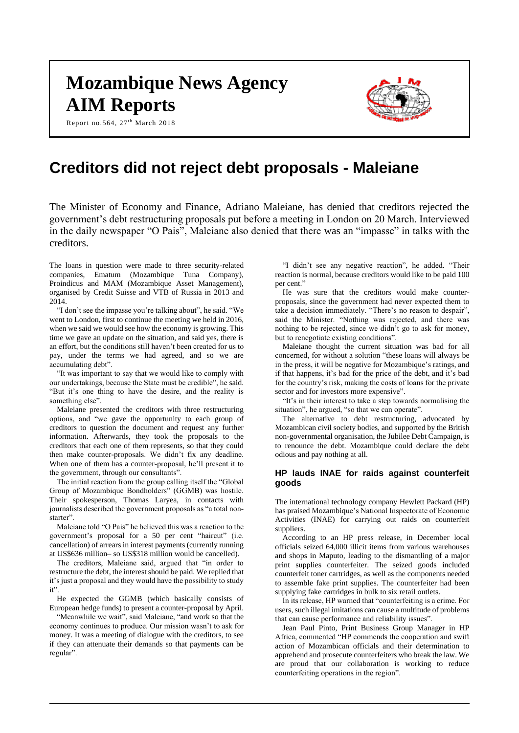# Mozambique News Agency
# AIM Reports

Report no.564, 27th March 2018

# Creditors did not reject debt proposals - Maleiane

The Minister of Economy and Finance, Adriano Maleiane, has denied that creditors rejected the government's debt restructuring proposals put before a meeting in London on 20 March. Interviewed in the daily newspaper "O Pais", Maleiane also denied that there was an "impasse" in talks with the creditors.

The loans in question were made to three security-related companies, Ematum (Mozambique Tuna Company), Proindicus and MAM (Mozambique Asset Management), organised by Credit Suisse and VTB of Russia in 2013 and 2014.

"I don't see the impasse you're talking about", he said. "We went to London, first to continue the meeting we held in 2016, when we said we would see how the economy is growing. This time we gave an update on the situation, and said yes, there is an effort, but the conditions still haven't been created for us to pay, under the terms we had agreed, and so we are accumulating debt".

"It was important to say that we would like to comply with our undertakings, because the State must be credible", he said. "But it's one thing to have the desire, and the reality is something else".

Maleiane presented the creditors with three restructuring options, and "we gave the opportunity to each group of creditors to question the document and request any further information. Afterwards, they took the proposals to the creditors that each one of them represents, so that they could then make counter-proposals. We didn't fix any deadline. When one of them has a counter-proposal, he'll present it to the government, through our consultants".

The initial reaction from the group calling itself the "Global Group of Mozambique Bondholders" (GGMB) was hostile. Their spokesperson, Thomas Laryea, in contacts with journalists described the government proposals as "a total non-starter".

Maleiane told "O Pais" he believed this was a reaction to the government's proposal for a 50 per cent "haircut" (i.e. cancellation) of arrears in interest payments (currently running at US$636 million– so US$318 million would be cancelled).

The creditors, Maleiane said, argued that "in order to restructure the debt, the interest should be paid. We replied that it's just a proposal and they would have the possibility to study it".

He expected the GGMB (which basically consists of European hedge funds) to present a counter-proposal by April.

"Meanwhile we wait", said Maleiane, "and work so that the economy continues to produce. Our mission wasn't to ask for money. It was a meeting of dialogue with the creditors, to see if they can attenuate their demands so that payments can be regular".

"I didn't see any negative reaction", he added. "Their reaction is normal, because creditors would like to be paid 100 per cent."

He was sure that the creditors would make counter-proposals, since the government had never expected them to take a decision immediately. "There's no reason to despair", said the Minister. "Nothing was rejected, and there was nothing to be rejected, since we didn't go to ask for money, but to renegotiate existing conditions".

Maleiane thought the current situation was bad for all concerned, for without a solution "these loans will always be in the press, it will be negative for Mozambique's ratings, and if that happens, it's bad for the price of the debt, and it's bad for the country's risk, making the costs of loans for the private sector and for investors more expensive".

"It's in their interest to take a step towards normalising the situation", he argued, "so that we can operate".

The alternative to debt restructuring, advocated by Mozambican civil society bodies, and supported by the British non-governmental organisation, the Jubilee Debt Campaign, is to renounce the debt. Mozambique could declare the debt odious and pay nothing at all.

### HP lauds INAE for raids against counterfeit goods

The international technology company Hewlett Packard (HP) has praised Mozambique's National Inspectorate of Economic Activities (INAE) for carrying out raids on counterfeit suppliers.

According to an HP press release, in December local officials seized 64,000 illicit items from various warehouses and shops in Maputo, leading to the dismantling of a major print supplies counterfeiter. The seized goods included counterfeit toner cartridges, as well as the components needed to assemble fake print supplies. The counterfeiter had been supplying fake cartridges in bulk to six retail outlets.

In its release, HP warned that "counterfeiting is a crime. For users, such illegal imitations can cause a multitude of problems that can cause performance and reliability issues".

Jean Paul Pinto, Print Business Group Manager in HP Africa, commented "HP commends the cooperation and swift action of Mozambican officials and their determination to apprehend and prosecute counterfeiters who break the law. We are proud that our collaboration is working to reduce counterfeiting operations in the region".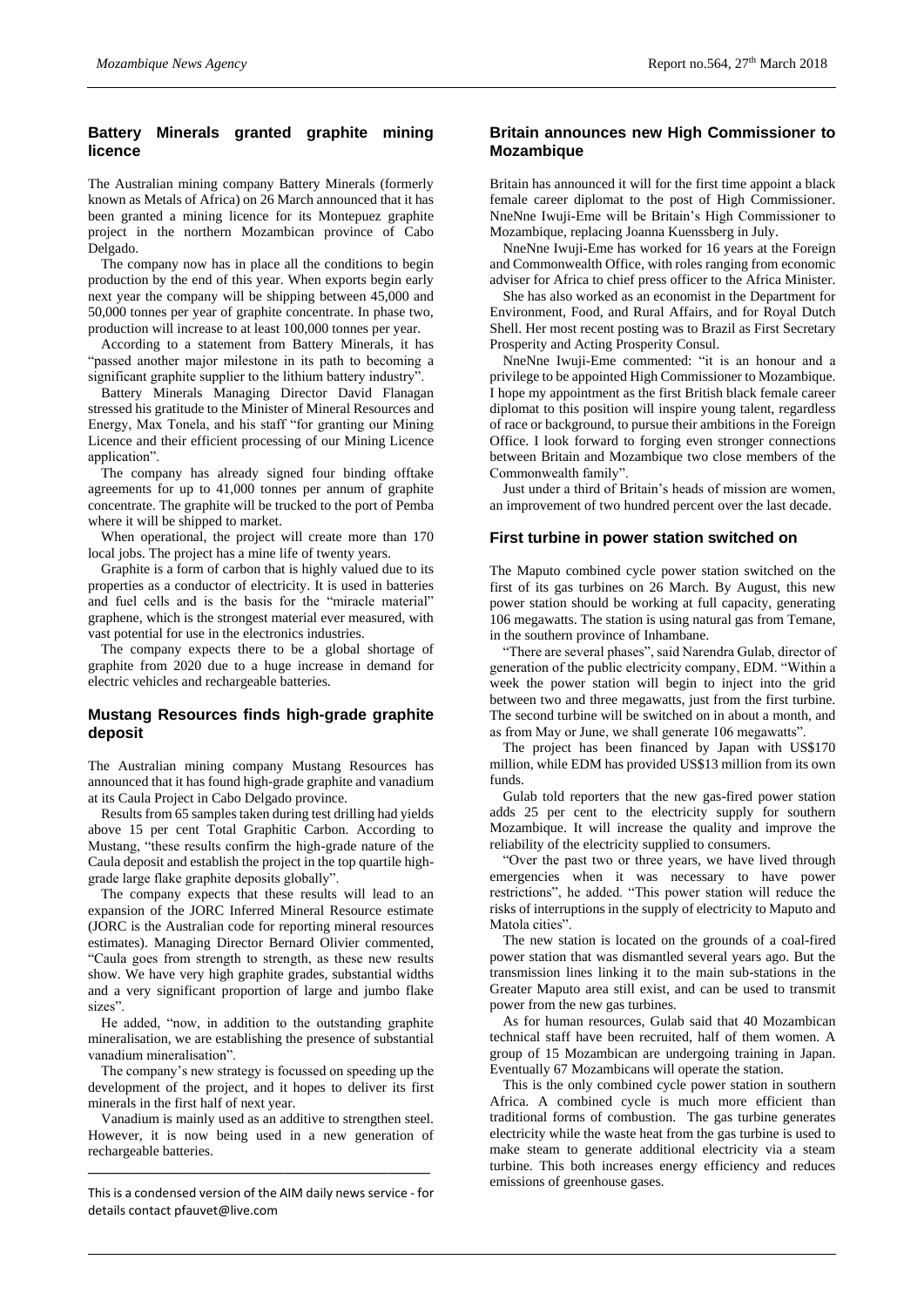## Battery Minerals granted graphite mining licence

The Australian mining company Battery Minerals (formerly known as Metals of Africa) on 26 March announced that it has been granted a mining licence for its Montepuez graphite project in the northern Mozambican province of Cabo Delgado.

The company now has in place all the conditions to begin production by the end of this year. When exports begin early next year the company will be shipping between 45,000 and 50,000 tonnes per year of graphite concentrate. In phase two, production will increase to at least 100,000 tonnes per year.

According to a statement from Battery Minerals, it has "passed another major milestone in its path to becoming a significant graphite supplier to the lithium battery industry".

Battery Minerals Managing Director David Flanagan stressed his gratitude to the Minister of Mineral Resources and Energy, Max Tonela, and his staff "for granting our Mining Licence and their efficient processing of our Mining Licence application".

The company has already signed four binding offtake agreements for up to 41,000 tonnes per annum of graphite concentrate. The graphite will be trucked to the port of Pemba where it will be shipped to market.

When operational, the project will create more than 170 local jobs. The project has a mine life of twenty years.

Graphite is a form of carbon that is highly valued due to its properties as a conductor of electricity. It is used in batteries and fuel cells and is the basis for the "miracle material" graphene, which is the strongest material ever measured, with vast potential for use in the electronics industries.

The company expects there to be a global shortage of graphite from 2020 due to a huge increase in demand for electric vehicles and rechargeable batteries.

## Mustang Resources finds high-grade graphite deposit

The Australian mining company Mustang Resources has announced that it has found high-grade graphite and vanadium at its Caula Project in Cabo Delgado province.

Results from 65 samples taken during test drilling had yields above 15 per cent Total Graphitic Carbon. According to Mustang, "these results confirm the high-grade nature of the Caula deposit and establish the project in the top quartile high-grade large flake graphite deposits globally".

The company expects that these results will lead to an expansion of the JORC Inferred Mineral Resource estimate (JORC is the Australian code for reporting mineral resources estimates). Managing Director Bernard Olivier commented, "Caula goes from strength to strength, as these new results show. We have very high graphite grades, substantial widths and a very significant proportion of large and jumbo flake sizes".

He added, "now, in addition to the outstanding graphite mineralisation, we are establishing the presence of substantial vanadium mineralisation".

The company's new strategy is focussed on speeding up the development of the project, and it hopes to deliver its first minerals in the first half of next year.

Vanadium is mainly used as an additive to strengthen steel. However, it is now being used in a new generation of rechargeable batteries.

---

This is a condensed version of the AIM daily news service - for details contact pfauvet@live.com

## Britain announces new High Commissioner to Mozambique

Britain has announced it will for the first time appoint a black female career diplomat to the post of High Commissioner. NneNne Iwuji-Eme will be Britain's High Commissioner to Mozambique, replacing Joanna Kuenssberg in July.

NneNne Iwuji-Eme has worked for 16 years at the Foreign and Commonwealth Office, with roles ranging from economic adviser for Africa to chief press officer to the Africa Minister.

She has also worked as an economist in the Department for Environment, Food, and Rural Affairs, and for Royal Dutch Shell. Her most recent posting was to Brazil as First Secretary Prosperity and Acting Prosperity Consul.

NneNne Iwuji-Eme commented: "it is an honour and a privilege to be appointed High Commissioner to Mozambique. I hope my appointment as the first British black female career diplomat to this position will inspire young talent, regardless of race or background, to pursue their ambitions in the Foreign Office. I look forward to forging even stronger connections between Britain and Mozambique two close members of the Commonwealth family".

Just under a third of Britain's heads of mission are women, an improvement of two hundred percent over the last decade.

## First turbine in power station switched on

The Maputo combined cycle power station switched on the first of its gas turbines on 26 March. By August, this new power station should be working at full capacity, generating 106 megawatts. The station is using natural gas from Temane, in the southern province of Inhambane.

"There are several phases", said Narendra Gulab, director of generation of the public electricity company, EDM. "Within a week the power station will begin to inject into the grid between two and three megawatts, just from the first turbine. The second turbine will be switched on in about a month, and as from May or June, we shall generate 106 megawatts".

The project has been financed by Japan with US$170 million, while EDM has provided US$13 million from its own funds.

Gulab told reporters that the new gas-fired power station adds 25 per cent to the electricity supply for southern Mozambique. It will increase the quality and improve the reliability of the electricity supplied to consumers.

"Over the past two or three years, we have lived through emergencies when it was necessary to have power restrictions", he added. "This power station will reduce the risks of interruptions in the supply of electricity to Maputo and Matola cities".

The new station is located on the grounds of a coal-fired power station that was dismantled several years ago. But the transmission lines linking it to the main sub-stations in the Greater Maputo area still exist, and can be used to transmit power from the new gas turbines.

As for human resources, Gulab said that 40 Mozambican technical staff have been recruited, half of them women. A group of 15 Mozambican are undergoing training in Japan. Eventually 67 Mozambicans will operate the station.

This is the only combined cycle power station in southern Africa. A combined cycle is much more efficient than traditional forms of combustion. The gas turbine generates electricity while the waste heat from the gas turbine is used to make steam to generate additional electricity via a steam turbine. This both increases energy efficiency and reduces emissions of greenhouse gases.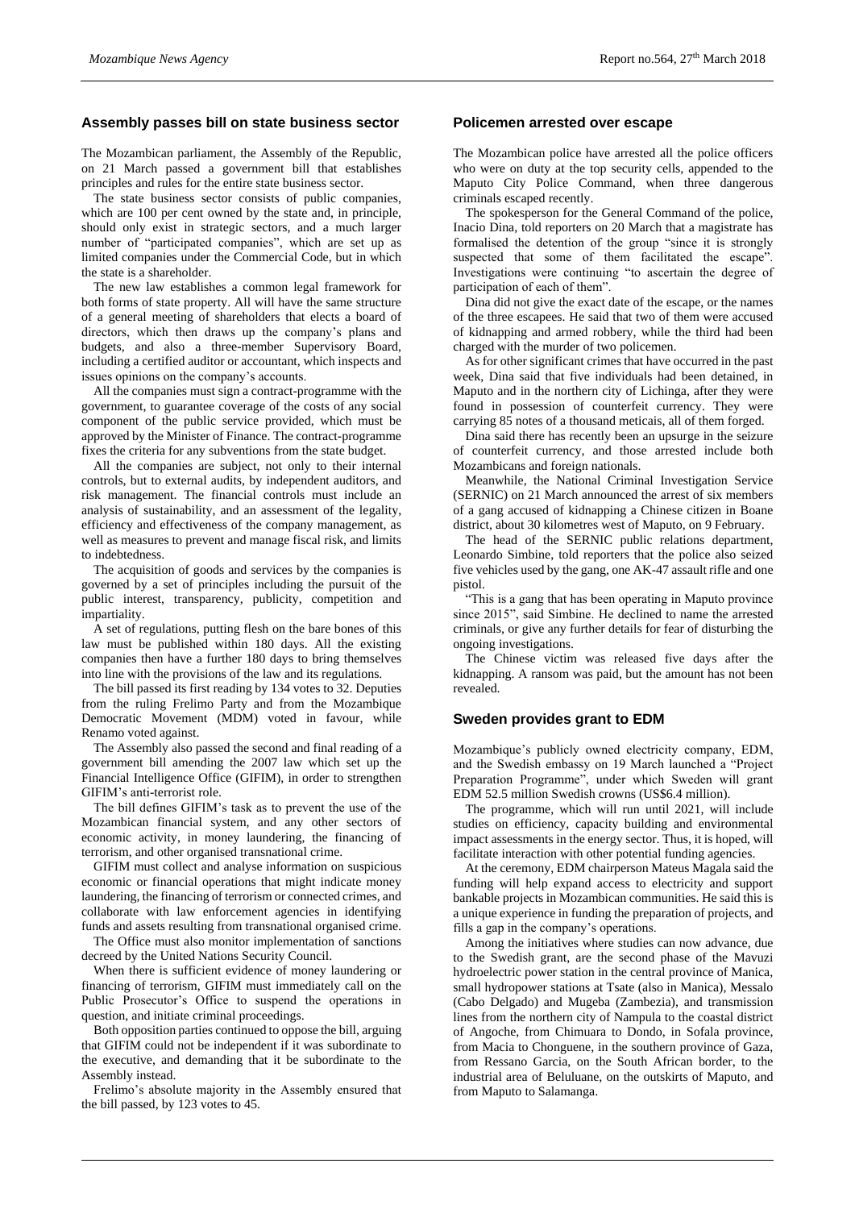## Assembly passes bill on state business sector

The Mozambican parliament, the Assembly of the Republic, on 21 March passed a government bill that establishes principles and rules for the entire state business sector.

The state business sector consists of public companies, which are 100 per cent owned by the state and, in principle, should only exist in strategic sectors, and a much larger number of "participated companies", which are set up as limited companies under the Commercial Code, but in which the state is a shareholder.

The new law establishes a common legal framework for both forms of state property. All will have the same structure of a general meeting of shareholders that elects a board of directors, which then draws up the company's plans and budgets, and also a three-member Supervisory Board, including a certified auditor or accountant, which inspects and issues opinions on the company's accounts.

All the companies must sign a contract-programme with the government, to guarantee coverage of the costs of any social component of the public service provided, which must be approved by the Minister of Finance. The contract-programme fixes the criteria for any subventions from the state budget.

All the companies are subject, not only to their internal controls, but to external audits, by independent auditors, and risk management. The financial controls must include an analysis of sustainability, and an assessment of the legality, efficiency and effectiveness of the company management, as well as measures to prevent and manage fiscal risk, and limits to indebtedness.

The acquisition of goods and services by the companies is governed by a set of principles including the pursuit of the public interest, transparency, publicity, competition and impartiality.

A set of regulations, putting flesh on the bare bones of this law must be published within 180 days. All the existing companies then have a further 180 days to bring themselves into line with the provisions of the law and its regulations.

The bill passed its first reading by 134 votes to 32. Deputies from the ruling Frelimo Party and from the Mozambique Democratic Movement (MDM) voted in favour, while Renamo voted against.

The Assembly also passed the second and final reading of a government bill amending the 2007 law which set up the Financial Intelligence Office (GIFIM), in order to strengthen GIFIM's anti-terrorist role.

The bill defines GIFIM's task as to prevent the use of the Mozambican financial system, and any other sectors of economic activity, in money laundering, the financing of terrorism, and other organised transnational crime.

GIFIM must collect and analyse information on suspicious economic or financial operations that might indicate money laundering, the financing of terrorism or connected crimes, and collaborate with law enforcement agencies in identifying funds and assets resulting from transnational organised crime.

The Office must also monitor implementation of sanctions decreed by the United Nations Security Council.

When there is sufficient evidence of money laundering or financing of terrorism, GIFIM must immediately call on the Public Prosecutor's Office to suspend the operations in question, and initiate criminal proceedings.

Both opposition parties continued to oppose the bill, arguing that GIFIM could not be independent if it was subordinate to the executive, and demanding that it be subordinate to the Assembly instead.

Frelimo's absolute majority in the Assembly ensured that the bill passed, by 123 votes to 45.

## Policemen arrested over escape

The Mozambican police have arrested all the police officers who were on duty at the top security cells, appended to the Maputo City Police Command, when three dangerous criminals escaped recently.

The spokesperson for the General Command of the police, Inacio Dina, told reporters on 20 March that a magistrate has formalised the detention of the group "since it is strongly suspected that some of them facilitated the escape". Investigations were continuing "to ascertain the degree of participation of each of them".

Dina did not give the exact date of the escape, or the names of the three escapees. He said that two of them were accused of kidnapping and armed robbery, while the third had been charged with the murder of two policemen.

As for other significant crimes that have occurred in the past week, Dina said that five individuals had been detained, in Maputo and in the northern city of Lichinga, after they were found in possession of counterfeit currency. They were carrying 85 notes of a thousand meticais, all of them forged.

Dina said there has recently been an upsurge in the seizure of counterfeit currency, and those arrested include both Mozambicans and foreign nationals.

Meanwhile, the National Criminal Investigation Service (SERNIC) on 21 March announced the arrest of six members of a gang accused of kidnapping a Chinese citizen in Boane district, about 30 kilometres west of Maputo, on 9 February.

The head of the SERNIC public relations department, Leonardo Simbine, told reporters that the police also seized five vehicles used by the gang, one AK-47 assault rifle and one pistol.

"This is a gang that has been operating in Maputo province since 2015", said Simbine. He declined to name the arrested criminals, or give any further details for fear of disturbing the ongoing investigations.

The Chinese victim was released five days after the kidnapping. A ransom was paid, but the amount has not been revealed.

## Sweden provides grant to EDM

Mozambique's publicly owned electricity company, EDM, and the Swedish embassy on 19 March launched a "Project Preparation Programme", under which Sweden will grant EDM 52.5 million Swedish crowns (US$6.4 million).

The programme, which will run until 2021, will include studies on efficiency, capacity building and environmental impact assessments in the energy sector. Thus, it is hoped, will facilitate interaction with other potential funding agencies.

At the ceremony, EDM chairperson Mateus Magala said the funding will help expand access to electricity and support bankable projects in Mozambican communities. He said this is a unique experience in funding the preparation of projects, and fills a gap in the company's operations.

Among the initiatives where studies can now advance, due to the Swedish grant, are the second phase of the Mavuzi hydroelectric power station in the central province of Manica, small hydropower stations at Tsate (also in Manica), Messalo (Cabo Delgado) and Mugeba (Zambezia), and transmission lines from the northern city of Nampula to the coastal district of Angoche, from Chimuara to Dondo, in Sofala province, from Macia to Chonguene, in the southern province of Gaza, from Ressano Garcia, on the South African border, to the industrial area of Beluluane, on the outskirts of Maputo, and from Maputo to Salamanga.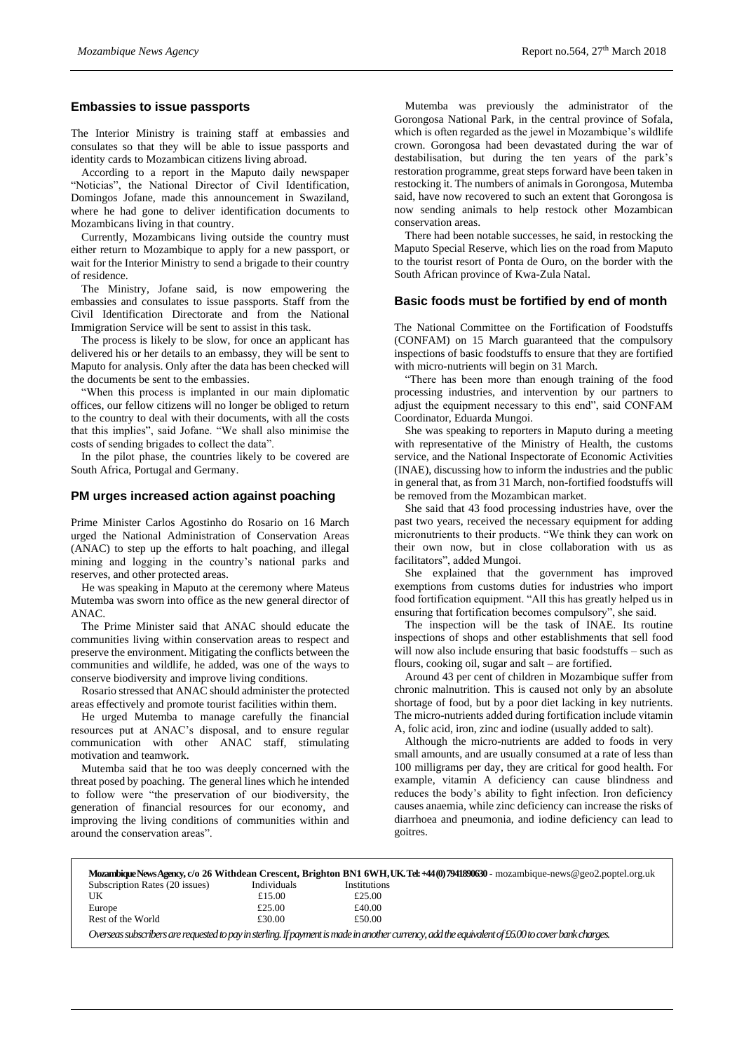## Embassies to issue passports

The Interior Ministry is training staff at embassies and consulates so that they will be able to issue passports and identity cards to Mozambican citizens living abroad.

According to a report in the Maputo daily newspaper "Noticias", the National Director of Civil Identification, Domingos Jofane, made this announcement in Swaziland, where he had gone to deliver identification documents to Mozambicans living in that country.

Currently, Mozambicans living outside the country must either return to Mozambique to apply for a new passport, or wait for the Interior Ministry to send a brigade to their country of residence.

The Ministry, Jofane said, is now empowering the embassies and consulates to issue passports. Staff from the Civil Identification Directorate and from the National Immigration Service will be sent to assist in this task.

The process is likely to be slow, for once an applicant has delivered his or her details to an embassy, they will be sent to Maputo for analysis. Only after the data has been checked will the documents be sent to the embassies.

"When this process is implanted in our main diplomatic offices, our fellow citizens will no longer be obliged to return to the country to deal with their documents, with all the costs that this implies", said Jofane. "We shall also minimise the costs of sending brigades to collect the data".

In the pilot phase, the countries likely to be covered are South Africa, Portugal and Germany.

## PM urges increased action against poaching

Prime Minister Carlos Agostinho do Rosario on 16 March urged the National Administration of Conservation Areas (ANAC) to step up the efforts to halt poaching, and illegal mining and logging in the country's national parks and reserves, and other protected areas.

He was speaking in Maputo at the ceremony where Mateus Mutemba was sworn into office as the new general director of ANAC.

The Prime Minister said that ANAC should educate the communities living within conservation areas to respect and preserve the environment. Mitigating the conflicts between the communities and wildlife, he added, was one of the ways to conserve biodiversity and improve living conditions.

Rosario stressed that ANAC should administer the protected areas effectively and promote tourist facilities within them.

He urged Mutemba to manage carefully the financial resources put at ANAC's disposal, and to ensure regular communication with other ANAC staff, stimulating motivation and teamwork.

Mutemba said that he too was deeply concerned with the threat posed by poaching. The general lines which he intended to follow were "the preservation of our biodiversity, the generation of financial resources for our economy, and improving the living conditions of communities within and around the conservation areas".

Mutemba was previously the administrator of the Gorongosa National Park, in the central province of Sofala, which is often regarded as the jewel in Mozambique's wildlife crown. Gorongosa had been devastated during the war of destabilisation, but during the ten years of the park's restoration programme, great steps forward have been taken in restocking it. The numbers of animals in Gorongosa, Mutemba said, have now recovered to such an extent that Gorongosa is now sending animals to help restock other Mozambican conservation areas.

There had been notable successes, he said, in restocking the Maputo Special Reserve, which lies on the road from Maputo to the tourist resort of Ponta de Ouro, on the border with the South African province of Kwa-Zula Natal.

## Basic foods must be fortified by end of month

The National Committee on the Fortification of Foodstuffs (CONFAM) on 15 March guaranteed that the compulsory inspections of basic foodstuffs to ensure that they are fortified with micro-nutrients will begin on 31 March.

"There has been more than enough training of the food processing industries, and intervention by our partners to adjust the equipment necessary to this end", said CONFAM Coordinator, Eduarda Mungoi.

She was speaking to reporters in Maputo during a meeting with representative of the Ministry of Health, the customs service, and the National Inspectorate of Economic Activities (INAE), discussing how to inform the industries and the public in general that, as from 31 March, non-fortified foodstuffs will be removed from the Mozambican market.

She said that 43 food processing industries have, over the past two years, received the necessary equipment for adding micronutrients to their products. "We think they can work on their own now, but in close collaboration with us as facilitators", added Mungoi.

She explained that the government has improved exemptions from customs duties for industries who import food fortification equipment. "All this has greatly helped us in ensuring that fortification becomes compulsory", she said.

The inspection will be the task of INAE. Its routine inspections of shops and other establishments that sell food will now also include ensuring that basic foodstuffs – such as flours, cooking oil, sugar and salt – are fortified.

Around 43 per cent of children in Mozambique suffer from chronic malnutrition. This is caused not only by an absolute shortage of food, but by a poor diet lacking in key nutrients. The micro-nutrients added during fortification include vitamin A, folic acid, iron, zinc and iodine (usually added to salt).

Although the micro-nutrients are added to foods in very small amounts, and are usually consumed at a rate of less than 100 milligrams per day, they are critical for good health. For example, vitamin A deficiency can cause blindness and reduces the body's ability to fight infection. Iron deficiency causes anaemia, while zinc deficiency can increase the risks of diarrhoea and pneumonia, and iodine deficiency can lead to goitres.

---

**Mozambique News Agency, c/o 26 Withdean Crescent, Brighton BN1 6WH, UK. Tel: +44 (0) 7941890630** - mozambique-news@geo2.poptel.org.uk

| Subscription Rates (20 issues) | Individuals | Institutions |
|---|---|---|
| UK | £15.00 | £25.00 |
| Europe | £25.00 | £40.00 |
| Rest of the World | £30.00 | £50.00 |

*Overseas subscribers are requested to pay in sterling. If payment is made in another currency, add the equivalent of £6.00 to cover bank charges.*